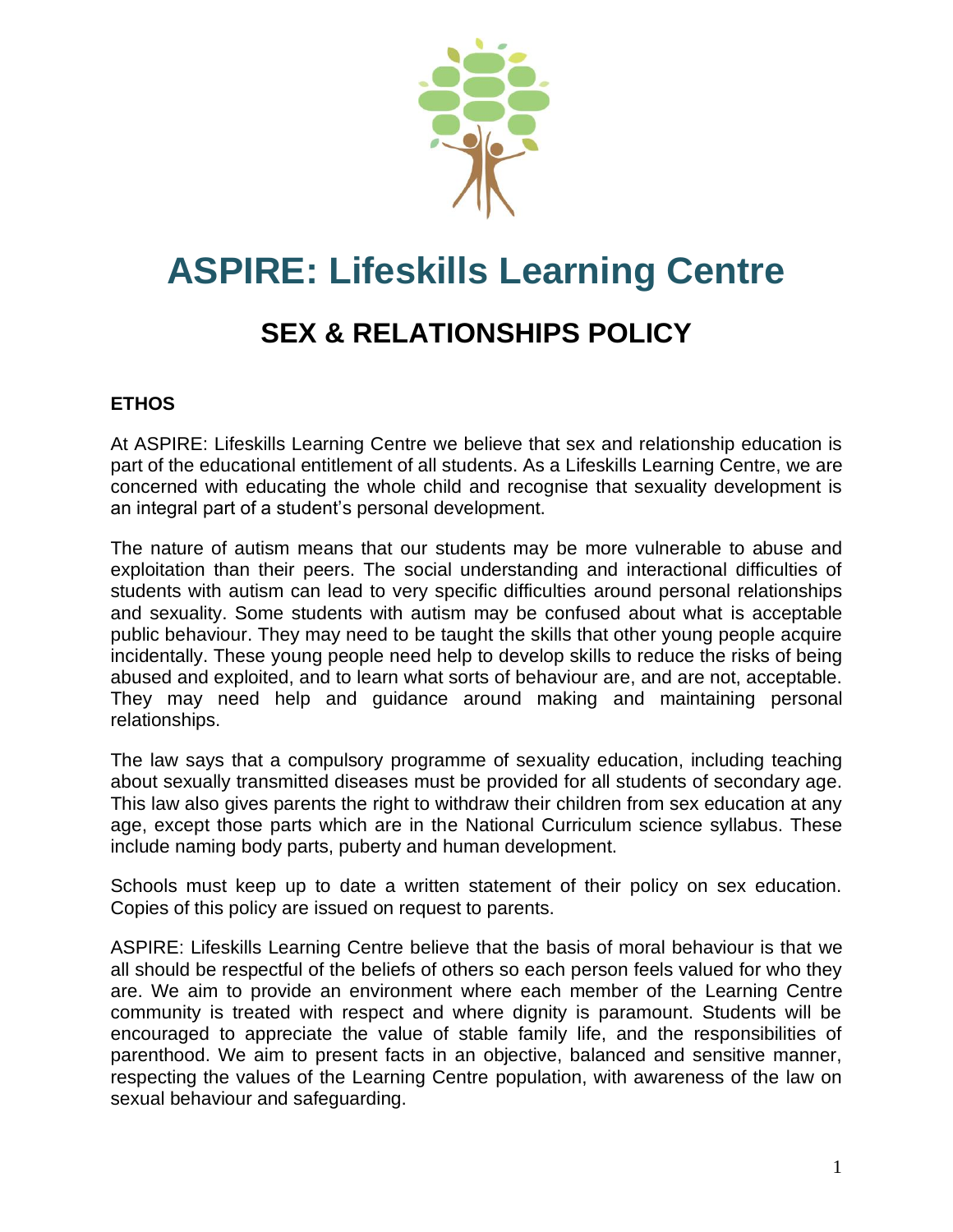# ASPIRE: Lifeskills Learning Centre

## SEX & RELATIONSHIPS POLICY

### ETHOS

At ASPIRE: Lifeskills Learning Centre we believe that sex and relationship education is part of the educational entitlement of all students. As a Lifeskills Learning Centre, we are concerned with educating the whole child and recognise that sexuality development is an integral part of a student's personal development.

The nature of autism means that our students may be more vulnerable to abuse and exploitation than their peers. The social understanding and interactional difficulties of students with autism can lead to very specific difficulties around personal relationships and sexuality. Some students with autism may be confused about what is acceptable public behaviour. They may need to be taught the skills that other young people acquire incidentally. These young people need help to develop skills to reduce the risks of being abused and exploited, and to learn what sorts of behaviour are, and are not, acceptable. They may need help and guidance around making and maintaining personal relationships.

The law says that a compulsory programme of sexuality education, including teaching about sexually transmitted diseases must be provided for all students of secondary age. This law also gives parents the right to withdraw their children from sex education at any age, except those parts which are in the National Curriculum science syllabus. These include naming body parts, puberty and human development.

Schools must keep up to date a written statement of their policy on sex education. Copies of this policy are issued on request to parents.

ASPIRE: Lifeskills Learning Centre believe that the basis of moral behaviour is that we all should be respectful of the beliefs of others so each person feels valued for who they are. We aim to provide an environment where each member of the Learning Centre community is treated with respect and where dignity is paramount. Students will be encouraged to appreciate the value of stable family life, and the responsibilities of parenthood. We aim to present facts in an objective, balanced and sensitive manner, respecting the values of the Learning Centre population, with awareness of the law on sexual behaviour and safeguarding.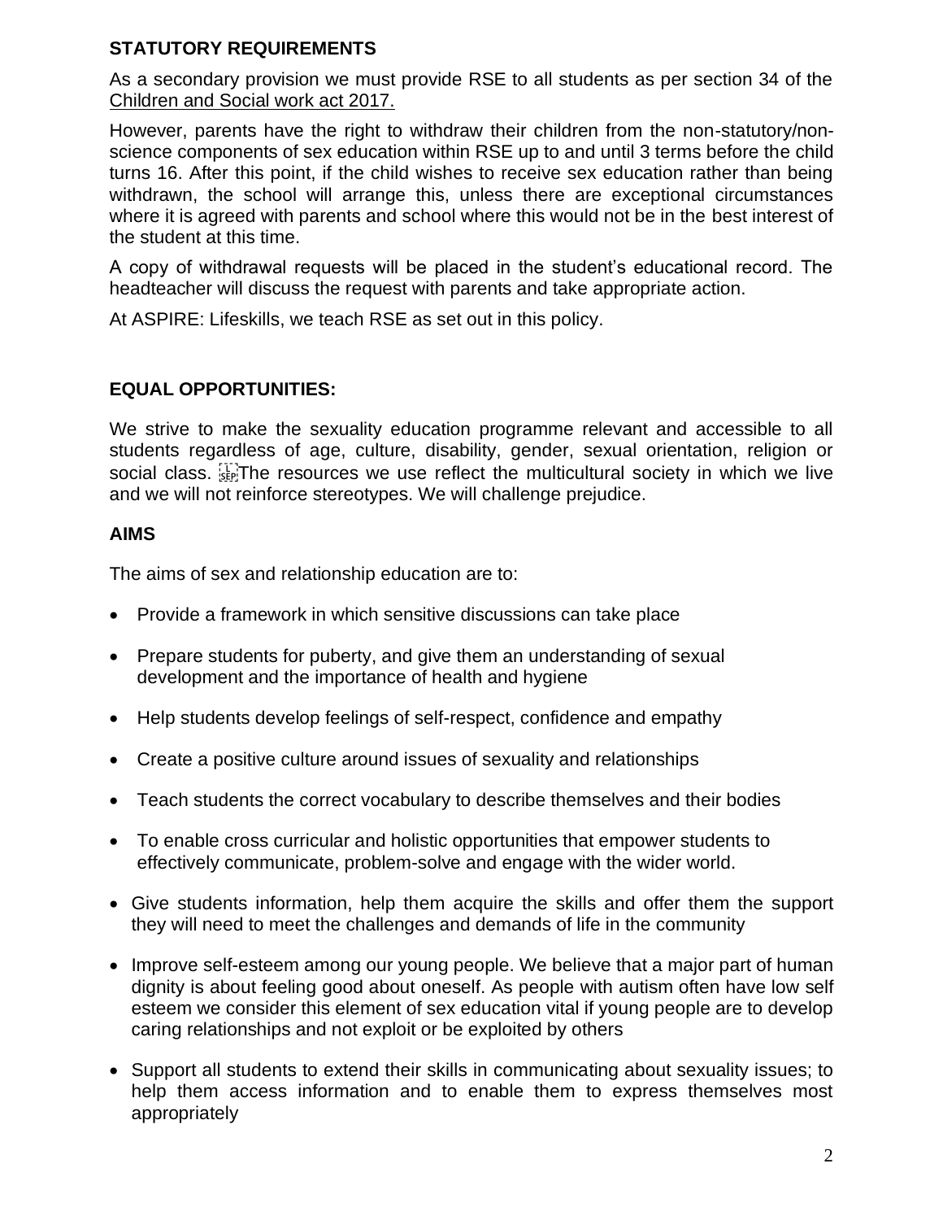## STATUTORY REQUIREMENTS

As a secondary provision we must provide RSE to all students as per section 34 of the Children and Social work act 2017.

However, parents have the right to withdraw their children from the non-statutory/non-science components of sex education within RSE up to and until 3 terms before the child turns 16. After this point, if the child wishes to receive sex education rather than being withdrawn, the school will arrange this, unless there are exceptional circumstances where it is agreed with parents and school where this would not be in the best interest of the student at this time.

A copy of withdrawal requests will be placed in the student's educational record. The headteacher will discuss the request with parents and take appropriate action.

At ASPIRE: Lifeskills, we teach RSE as set out in this policy.

## EQUAL OPPORTUNITIES:

We strive to make the sexuality education programme relevant and accessible to all students regardless of age, culture, disability, gender, sexual orientation, religion or social class. The resources we use reflect the multicultural society in which we live and we will not reinforce stereotypes. We will challenge prejudice.

## AIMS

The aims of sex and relationship education are to:

- Provide a framework in which sensitive discussions can take place
- Prepare students for puberty, and give them an understanding of sexual development and the importance of health and hygiene
- Help students develop feelings of self-respect, confidence and empathy
- Create a positive culture around issues of sexuality and relationships
- Teach students the correct vocabulary to describe themselves and their bodies
- To enable cross curricular and holistic opportunities that empower students to effectively communicate, problem-solve and engage with the wider world.
- Give students information, help them acquire the skills and offer them the support they will need to meet the challenges and demands of life in the community
- Improve self-esteem among our young people. We believe that a major part of human dignity is about feeling good about oneself. As people with autism often have low self esteem we consider this element of sex education vital if young people are to develop caring relationships and not exploit or be exploited by others
- Support all students to extend their skills in communicating about sexuality issues; to help them access information and to enable them to express themselves most appropriately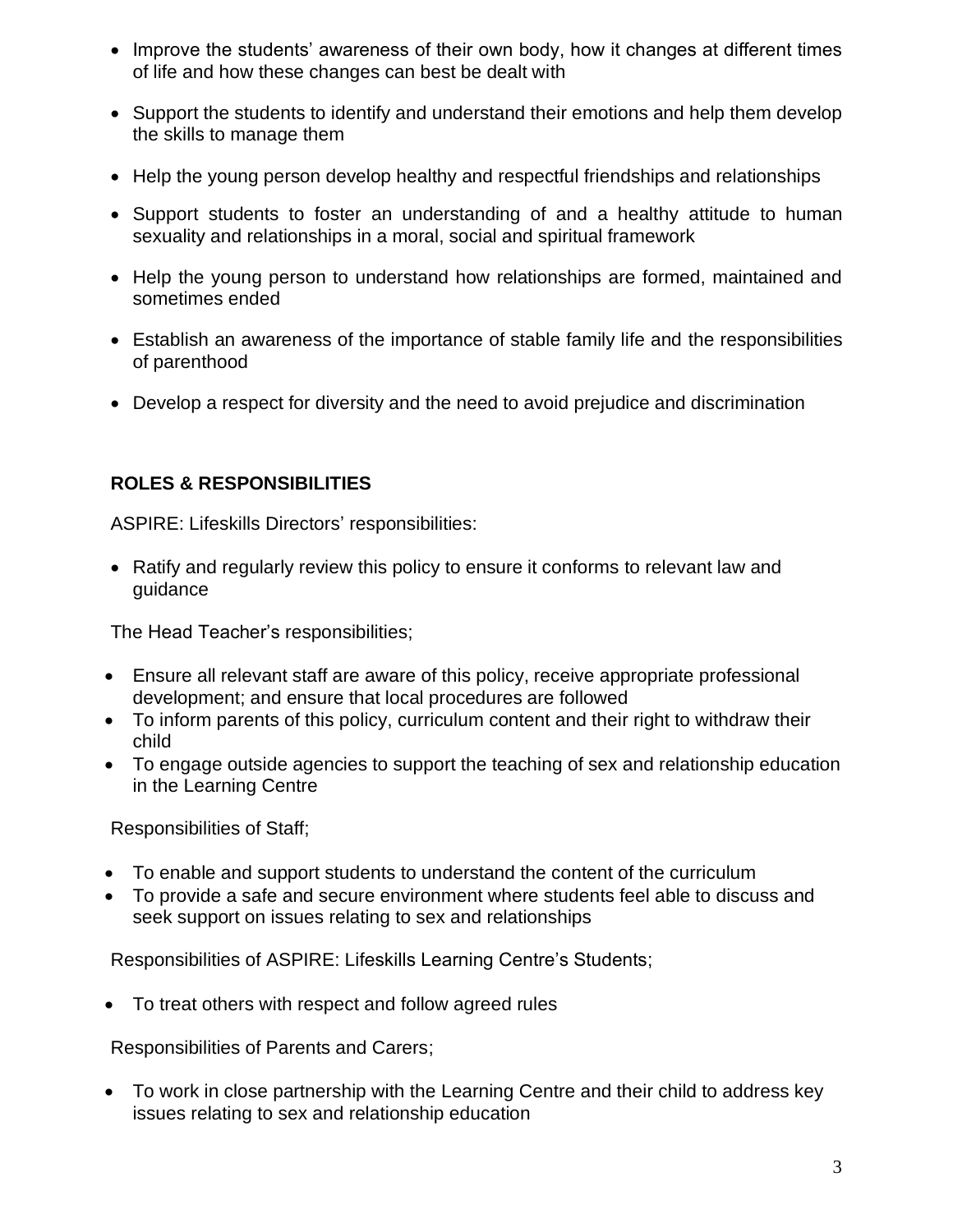- Improve the students' awareness of their own body, how it changes at different times of life and how these changes can best be dealt with
- Support the students to identify and understand their emotions and help them develop the skills to manage them
- Help the young person develop healthy and respectful friendships and relationships
- Support students to foster an understanding of and a healthy attitude to human sexuality and relationships in a moral, social and spiritual framework
- Help the young person to understand how relationships are formed, maintained and sometimes ended
- Establish an awareness of the importance of stable family life and the responsibilities of parenthood
- Develop a respect for diversity and the need to avoid prejudice and discrimination

## ROLES & RESPONSIBILITIES

ASPIRE: Lifeskills Directors' responsibilities:

- Ratify and regularly review this policy to ensure it conforms to relevant law and guidance

The Head Teacher's responsibilities;

- Ensure all relevant staff are aware of this policy, receive appropriate professional development; and ensure that local procedures are followed
- To inform parents of this policy, curriculum content and their right to withdraw their child
- To engage outside agencies to support the teaching of sex and relationship education in the Learning Centre

Responsibilities of Staff;

- To enable and support students to understand the content of the curriculum
- To provide a safe and secure environment where students feel able to discuss and seek support on issues relating to sex and relationships

Responsibilities of ASPIRE: Lifeskills Learning Centre's Students;

- To treat others with respect and follow agreed rules

Responsibilities of Parents and Carers;

- To work in close partnership with the Learning Centre and their child to address key issues relating to sex and relationship education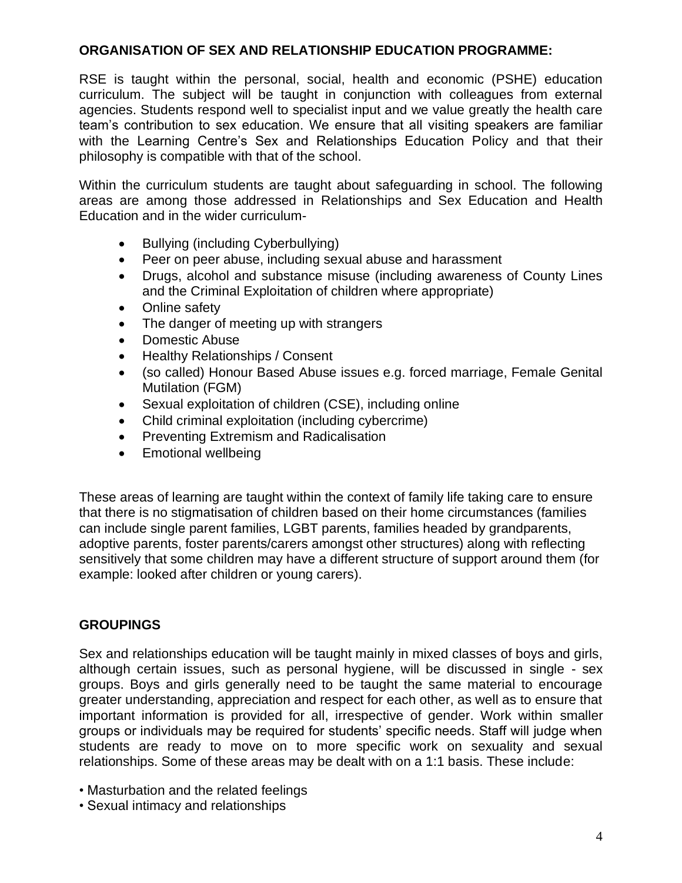**ORGANISATION OF SEX AND RELATIONSHIP EDUCATION PROGRAMME:**

RSE is taught within the personal, social, health and economic (PSHE) education curriculum. The subject will be taught in conjunction with colleagues from external agencies. Students respond well to specialist input and we value greatly the health care team's contribution to sex education. We ensure that all visiting speakers are familiar with the Learning Centre's Sex and Relationships Education Policy and that their philosophy is compatible with that of the school.

Within the curriculum students are taught about safeguarding in school. The following areas are among those addressed in Relationships and Sex Education and Health Education and in the wider curriculum-

- Bullying (including Cyberbullying)
- Peer on peer abuse, including sexual abuse and harassment
- Drugs, alcohol and substance misuse (including awareness of County Lines and the Criminal Exploitation of children where appropriate)
- Online safety
- The danger of meeting up with strangers
- Domestic Abuse
- Healthy Relationships / Consent
- (so called) Honour Based Abuse issues e.g. forced marriage, Female Genital Mutilation (FGM)
- Sexual exploitation of children (CSE), including online
- Child criminal exploitation (including cybercrime)
- Preventing Extremism and Radicalisation
- Emotional wellbeing

These areas of learning are taught within the context of family life taking care to ensure that there is no stigmatisation of children based on their home circumstances (families can include single parent families, LGBT parents, families headed by grandparents, adoptive parents, foster parents/carers amongst other structures) along with reflecting sensitively that some children may have a different structure of support around them (for example: looked after children or young carers).

**GROUPINGS**

Sex and relationships education will be taught mainly in mixed classes of boys and girls, although certain issues, such as personal hygiene, will be discussed in single - sex groups. Boys and girls generally need to be taught the same material to encourage greater understanding, appreciation and respect for each other, as well as to ensure that important information is provided for all, irrespective of gender. Work within smaller groups or individuals may be required for students' specific needs. Staff will judge when students are ready to move on to more specific work on sexuality and sexual relationships. Some of these areas may be dealt with on a 1:1 basis. These include:

- Masturbation and the related feelings
- Sexual intimacy and relationships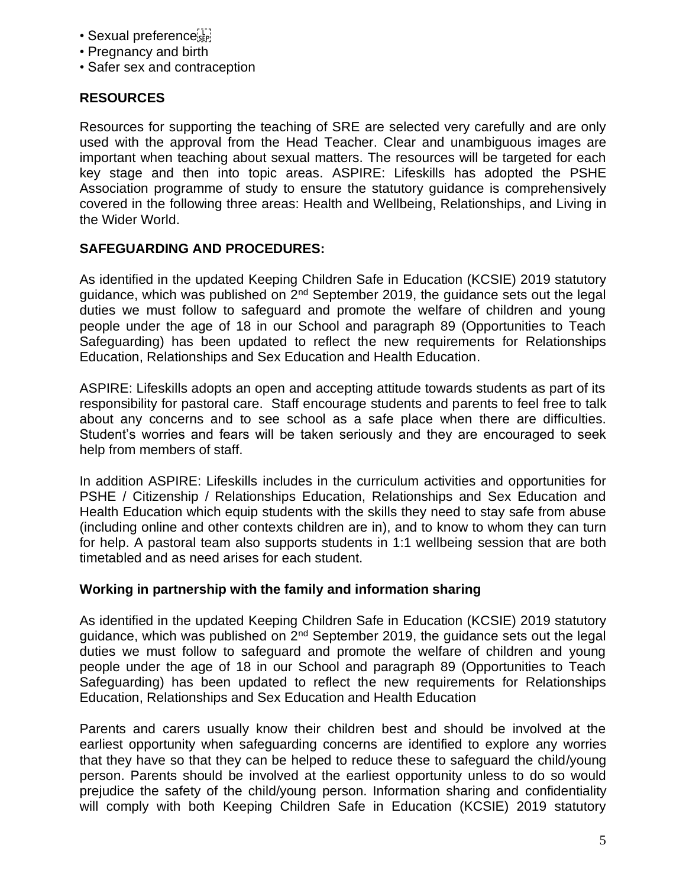- Sexual preference
- Pregnancy and birth
- Safer sex and contraception

## RESOURCES

Resources for supporting the teaching of SRE are selected very carefully and are only used with the approval from the Head Teacher. Clear and unambiguous images are important when teaching about sexual matters. The resources will be targeted for each key stage and then into topic areas. ASPIRE: Lifeskills has adopted the PSHE Association programme of study to ensure the statutory guidance is comprehensively covered in the following three areas: Health and Wellbeing, Relationships, and Living in the Wider World.

## SAFEGUARDING AND PROCEDURES:

As identified in the updated Keeping Children Safe in Education (KCSIE) 2019 statutory guidance, which was published on 2nd September 2019, the guidance sets out the legal duties we must follow to safeguard and promote the welfare of children and young people under the age of 18 in our School and paragraph 89 (Opportunities to Teach Safeguarding) has been updated to reflect the new requirements for Relationships Education, Relationships and Sex Education and Health Education.

ASPIRE: Lifeskills adopts an open and accepting attitude towards students as part of its responsibility for pastoral care. Staff encourage students and parents to feel free to talk about any concerns and to see school as a safe place when there are difficulties. Student's worries and fears will be taken seriously and they are encouraged to seek help from members of staff.

In addition ASPIRE: Lifeskills includes in the curriculum activities and opportunities for PSHE / Citizenship / Relationships Education, Relationships and Sex Education and Health Education which equip students with the skills they need to stay safe from abuse (including online and other contexts children are in), and to know to whom they can turn for help. A pastoral team also supports students in 1:1 wellbeing session that are both timetabled and as need arises for each student.

### Working in partnership with the family and information sharing

As identified in the updated Keeping Children Safe in Education (KCSIE) 2019 statutory guidance, which was published on 2nd September 2019, the guidance sets out the legal duties we must follow to safeguard and promote the welfare of children and young people under the age of 18 in our School and paragraph 89 (Opportunities to Teach Safeguarding) has been updated to reflect the new requirements for Relationships Education, Relationships and Sex Education and Health Education

Parents and carers usually know their children best and should be involved at the earliest opportunity when safeguarding concerns are identified to explore any worries that they have so that they can be helped to reduce these to safeguard the child/young person. Parents should be involved at the earliest opportunity unless to do so would prejudice the safety of the child/young person. Information sharing and confidentiality will comply with both Keeping Children Safe in Education (KCSIE) 2019 statutory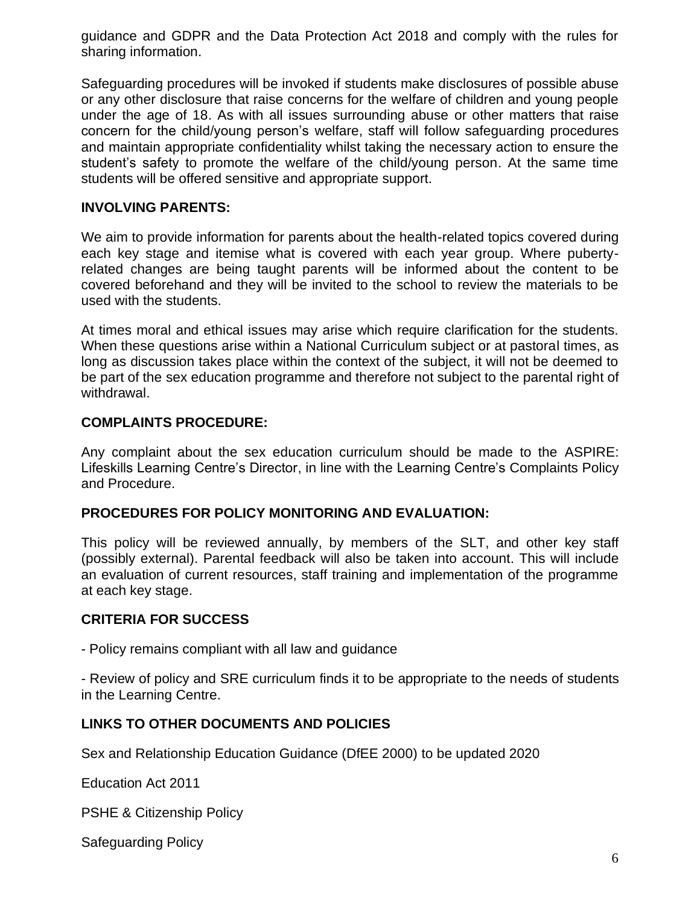guidance and GDPR and the Data Protection Act 2018 and comply with the rules for sharing information.

Safeguarding procedures will be invoked if students make disclosures of possible abuse or any other disclosure that raise concerns for the welfare of children and young people under the age of 18. As with all issues surrounding abuse or other matters that raise concern for the child/young person's welfare, staff will follow safeguarding procedures and maintain appropriate confidentiality whilst taking the necessary action to ensure the student's safety to promote the welfare of the child/young person. At the same time students will be offered sensitive and appropriate support.

## INVOLVING PARENTS:

We aim to provide information for parents about the health-related topics covered during each key stage and itemise what is covered with each year group. Where puberty-related changes are being taught parents will be informed about the content to be covered beforehand and they will be invited to the school to review the materials to be used with the students.

At times moral and ethical issues may arise which require clarification for the students. When these questions arise within a National Curriculum subject or at pastoral times, as long as discussion takes place within the context of the subject, it will not be deemed to be part of the sex education programme and therefore not subject to the parental right of withdrawal.

## COMPLAINTS PROCEDURE:

Any complaint about the sex education curriculum should be made to the ASPIRE: Lifeskills Learning Centre's Director, in line with the Learning Centre's Complaints Policy and Procedure.

## PROCEDURES FOR POLICY MONITORING AND EVALUATION:

This policy will be reviewed annually, by members of the SLT, and other key staff (possibly external). Parental feedback will also be taken into account. This will include an evaluation of current resources, staff training and implementation of the programme at each key stage.

## CRITERIA FOR SUCCESS

- Policy remains compliant with all law and guidance

- Review of policy and SRE curriculum finds it to be appropriate to the needs of students in the Learning Centre.

## LINKS TO OTHER DOCUMENTS AND POLICIES

Sex and Relationship Education Guidance (DfEE 2000) to be updated 2020

Education Act 2011

PSHE & Citizenship Policy

Safeguarding Policy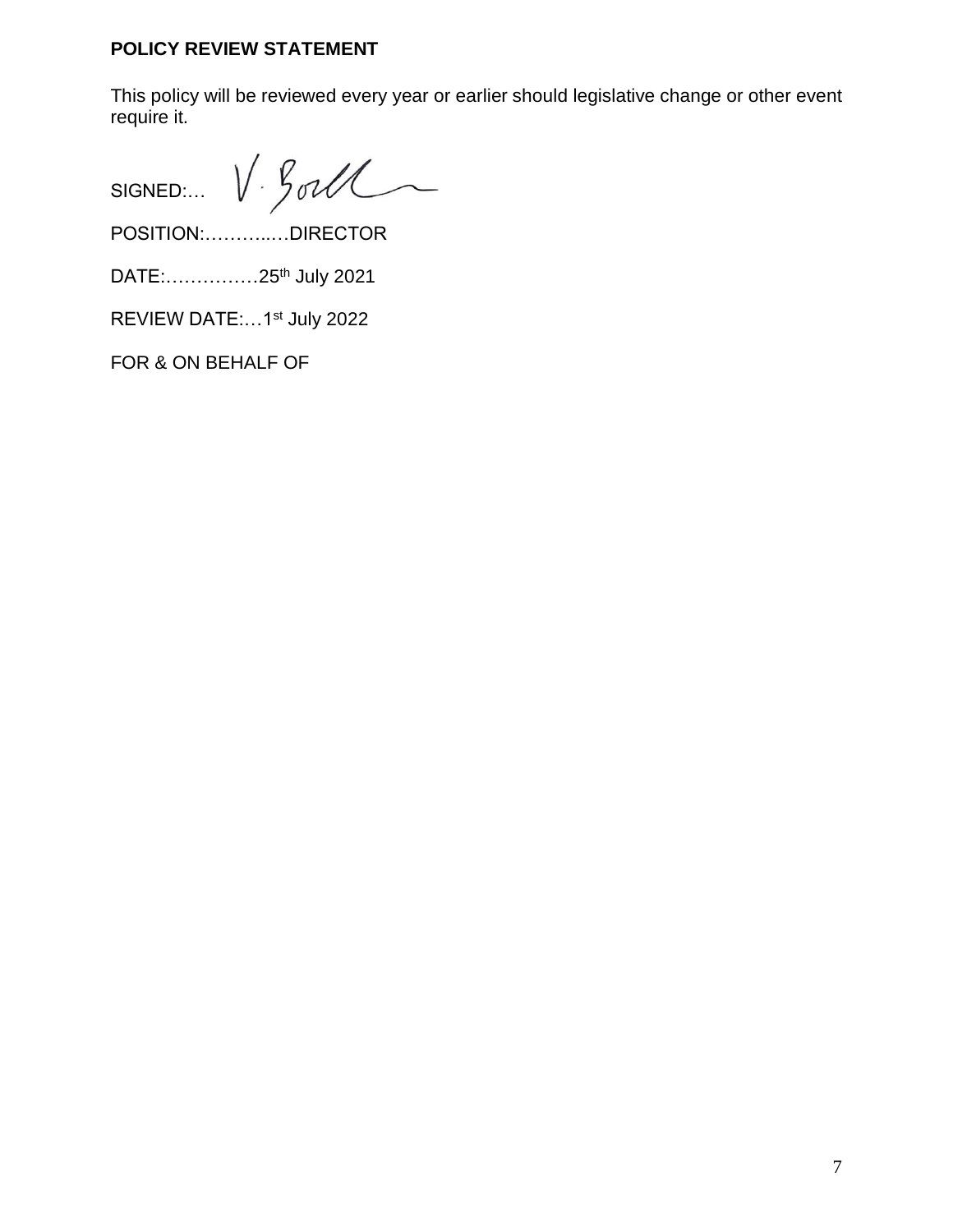**POLICY REVIEW STATEMENT**

This policy will be reviewed every year or earlier should legislative change or other event require it.

SIGNED:… V. Boll

POSITION:………..…DIRECTOR

DATE:……………25th July 2021

REVIEW DATE:…1st July 2022

FOR & ON BEHALF OF